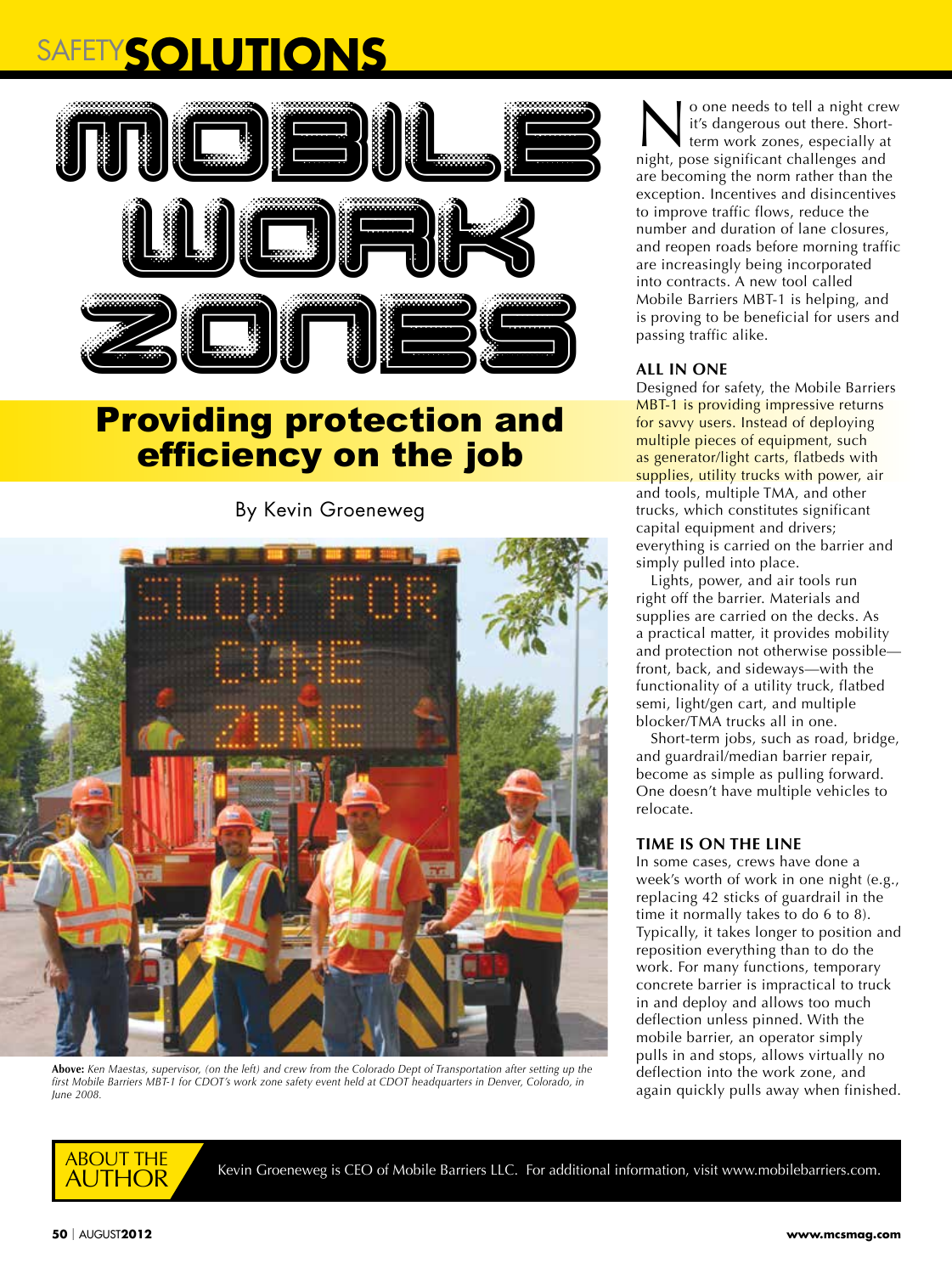SAFETY**SOLUTIONS**

# MOBILE WORK ZONES

## Providing protection and efficiency on the job

By Kevin Groeneweg

**Above:** *Ken Maestas, supervisor, (on the left) and crew from the Colorado Dept of Transportation after setting up the first Mobile Barriers MBT-1 for CDOT's work zone safety event held at CDOT headquarters in Denver, Colorado, in June 2008.*

No one needs to tell a night crew it's dangerous out there. Short-term work zones, especially at night, pose significant challenges and are becoming the norm rather than the exception. Incentives and disincentives to improve traffic flows, reduce the number and duration of lane closures, and reopen roads before morning traffic are increasingly being incorporated into contracts. A new tool called Mobile Barriers MBT-1 is helping, and is proving to be beneficial for users and passing traffic alike.

### ALL IN ONE

Designed for safety, the Mobile Barriers MBT-1 is providing impressive returns for savvy users. Instead of deploying multiple pieces of equipment, such as generator/light carts, flatbeds with supplies, utility trucks with power, air and tools, multiple TMA, and other trucks, which constitutes significant capital equipment and drivers; everything is carried on the barrier and simply pulled into place.

Lights, power, and air tools run right off the barrier. Materials and supplies are carried on the decks. As a practical matter, it provides mobility and protection not otherwise possible—front, back, and sideways—with the functionality of a utility truck, flatbed semi, light/gen cart, and multiple blocker/TMA trucks all in one.

Short-term jobs, such as road, bridge, and guardrail/median barrier repair, become as simple as pulling forward. One doesn't have multiple vehicles to relocate.

### TIME IS ON THE LINE

In some cases, crews have done a week's worth of work in one night (e.g., replacing 42 sticks of guardrail in the time it normally takes to do 6 to 8). Typically, it takes longer to position and reposition everything than to do the work. For many functions, temporary concrete barrier is impractical to truck in and deploy and allows too much deflection unless pinned. With the mobile barrier, an operator simply pulls in and stops, allows virtually no deflection into the work zone, and again quickly pulls away when finished.

**ABOUT THE AUTHOR**

Kevin Groeneweg is CEO of Mobile Barriers LLC. For additional information, visit www.mobilebarriers.com.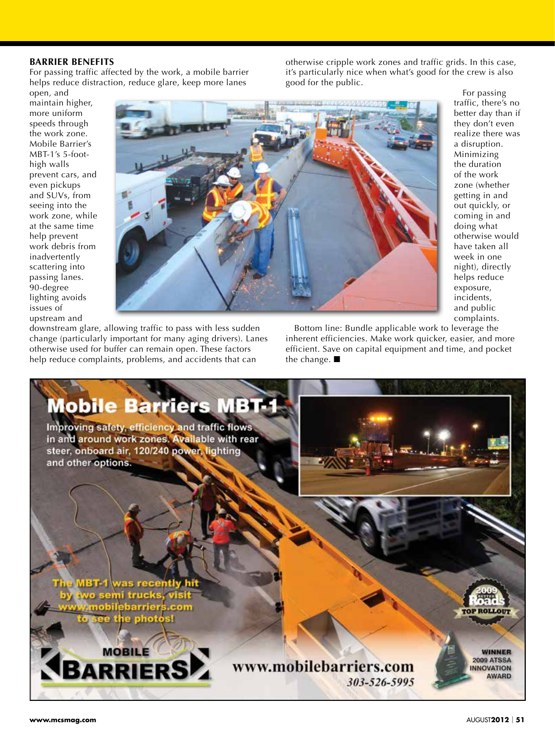## BARRIER BENEFITS

For passing traffic affected by the work, a mobile barrier helps reduce distraction, reduce glare, keep more lanes open, and maintain higher, more uniform speeds through the work zone. Mobile Barrier's MBT-1's 5-foot-high walls prevent cars, and even pickups and SUVs, from seeing into the work zone, while at the same time help prevent work debris from inadvertently scattering into passing lanes. 90-degree lighting avoids issues of upstream and downstream glare, allowing traffic to pass with less sudden change (particularly important for many aging drivers). Lanes otherwise used for buffer can remain open. These factors help reduce complaints, problems, and accidents that can otherwise cripple work zones and traffic grids. In this case, it's particularly nice when what's good for the crew is also good for the public.

For passing traffic, there's no better day than if they don't even realize there was a disruption. Minimizing the duration of the work zone (whether getting in and out quickly, or coming in and doing what otherwise would have taken all week in one night), directly helps reduce exposure, incidents, and public complaints.

Bottom line: Bundle applicable work to leverage the inherent efficiencies. Make work quicker, easier, and more efficient. Save on capital equipment and time, and pocket the change. ■

**Mobile Barriers MBT-1**

Improving safety, efficiency and traffic flows in and around work zones. Available with rear steer, onboard air, 120/240 power, lighting and other options.

The MBT-1 was recently hit by two semi trucks, visit www.mobilebarriers.com to see the photos!

2009 Better Roads TOP ROLLOUT

WINNER 2009 ATSSA INNOVATION AWARD

MOBILE BARRIERS

www.mobilebarriers.com

303-526-5995